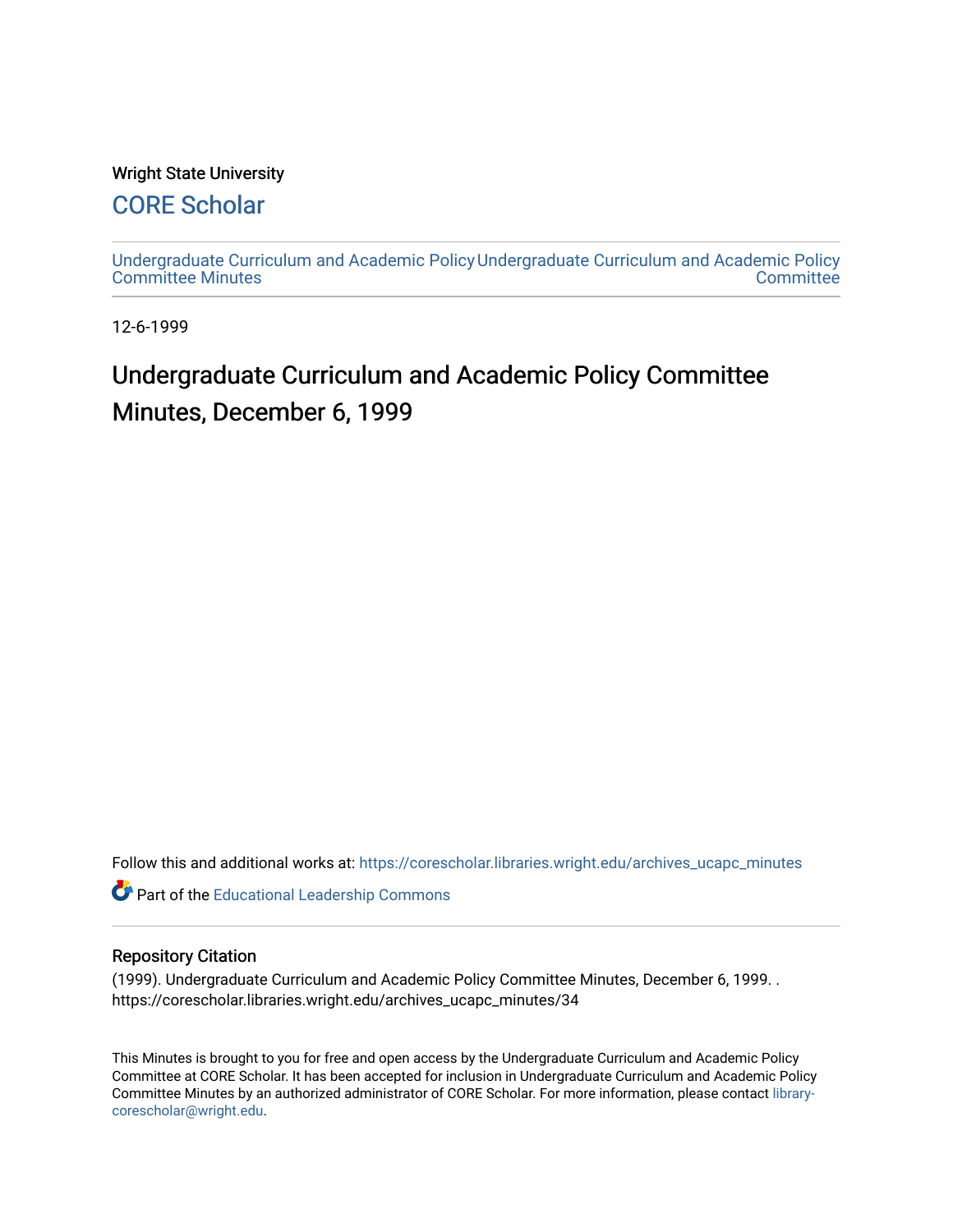Wright State University

# CORE Scholar

Undergraduate Curriculum and Academic Policy Committee Minutes

Undergraduate Curriculum and Academic Policy Committee

12-6-1999

# Undergraduate Curriculum and Academic Policy Committee Minutes, December 6, 1999

Follow this and additional works at: https://corescholar.libraries.wright.edu/archives_ucapc_minutes

Part of the Educational Leadership Commons

## Repository Citation

(1999). Undergraduate Curriculum and Academic Policy Committee Minutes, December 6, 1999. . https://corescholar.libraries.wright.edu/archives_ucapc_minutes/34

This Minutes is brought to you for free and open access by the Undergraduate Curriculum and Academic Policy Committee at CORE Scholar. It has been accepted for inclusion in Undergraduate Curriculum and Academic Policy Committee Minutes by an authorized administrator of CORE Scholar. For more information, please contact library-corescholar@wright.edu.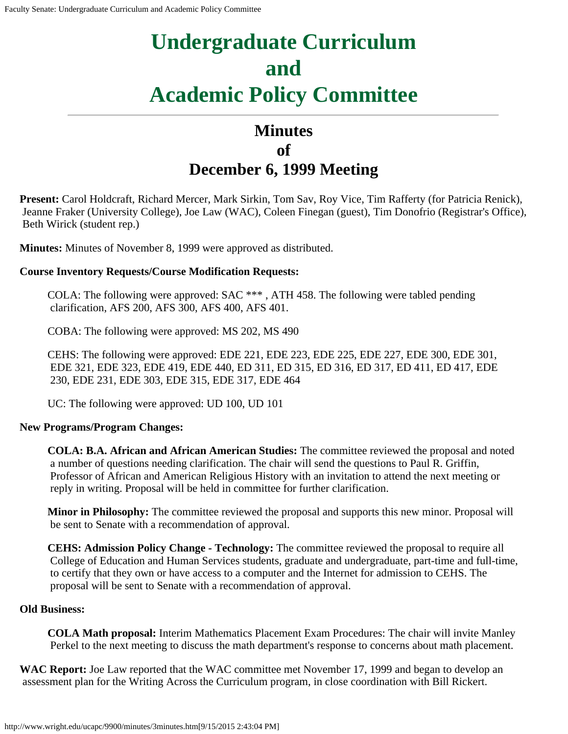# Undergraduate Curriculum and Academic Policy Committee

## Minutes of December 6, 1999 Meeting

**Present:** Carol Holdcraft, Richard Mercer, Mark Sirkin, Tom Sav, Roy Vice, Tim Rafferty (for Patricia Renick), Jeanne Fraker (University College), Joe Law (WAC), Coleen Finegan (guest), Tim Donofrio (Registrar's Office), Beth Wirick (student rep.)

**Minutes:** Minutes of November 8, 1999 were approved as distributed.

**Course Inventory Requests/Course Modification Requests:**

COLA: The following were approved: SAC *** , ATH 458. The following were tabled pending clarification, AFS 200, AFS 300, AFS 400, AFS 401.

COBA: The following were approved: MS 202, MS 490

CEHS: The following were approved: EDE 221, EDE 223, EDE 225, EDE 227, EDE 300, EDE 301, EDE 321, EDE 323, EDE 419, EDE 440, ED 311, ED 315, ED 316, ED 317, ED 411, ED 417, EDE 230, EDE 231, EDE 303, EDE 315, EDE 317, EDE 464

UC: The following were approved: UD 100, UD 101

**New Programs/Program Changes:**

**COLA: B.A. African and African American Studies:** The committee reviewed the proposal and noted a number of questions needing clarification. The chair will send the questions to Paul R. Griffin, Professor of African and American Religious History with an invitation to attend the next meeting or reply in writing. Proposal will be held in committee for further clarification.

**Minor in Philosophy:** The committee reviewed the proposal and supports this new minor. Proposal will be sent to Senate with a recommendation of approval.

**CEHS: Admission Policy Change - Technology:** The committee reviewed the proposal to require all College of Education and Human Services students, graduate and undergraduate, part-time and full-time, to certify that they own or have access to a computer and the Internet for admission to CEHS. The proposal will be sent to Senate with a recommendation of approval.

**Old Business:**

**COLA Math proposal:** Interim Mathematics Placement Exam Procedures: The chair will invite Manley Perkel to the next meeting to discuss the math department's response to concerns about math placement.

**WAC Report:** Joe Law reported that the WAC committee met November 17, 1999 and began to develop an assessment plan for the Writing Across the Curriculum program, in close coordination with Bill Rickert.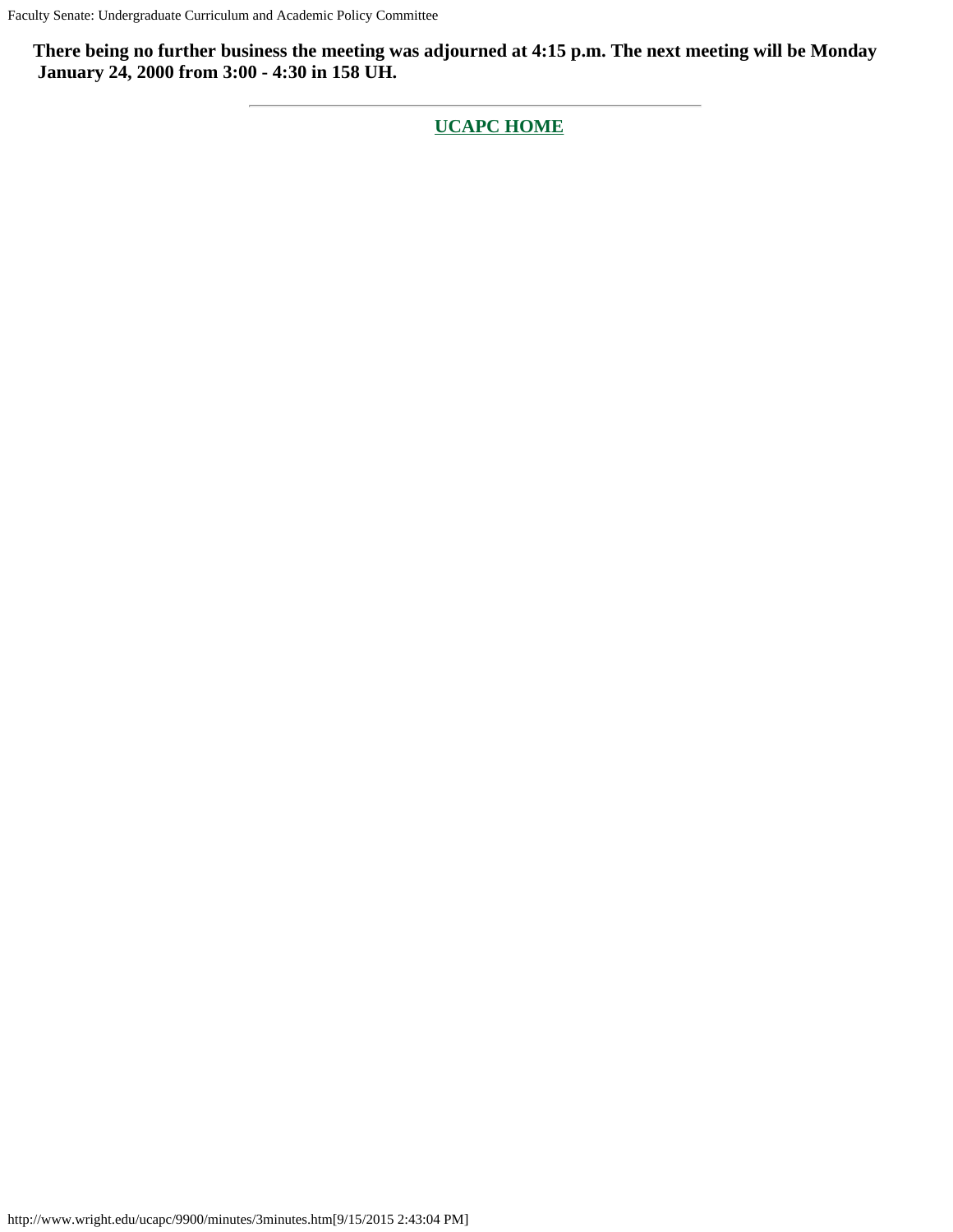**There being no further business the meeting was adjourned at 4:15 p.m. The next meeting will be Monday January 24, 2000 from 3:00 - 4:30 in 158 UH.**

---

**UCAPC HOME**